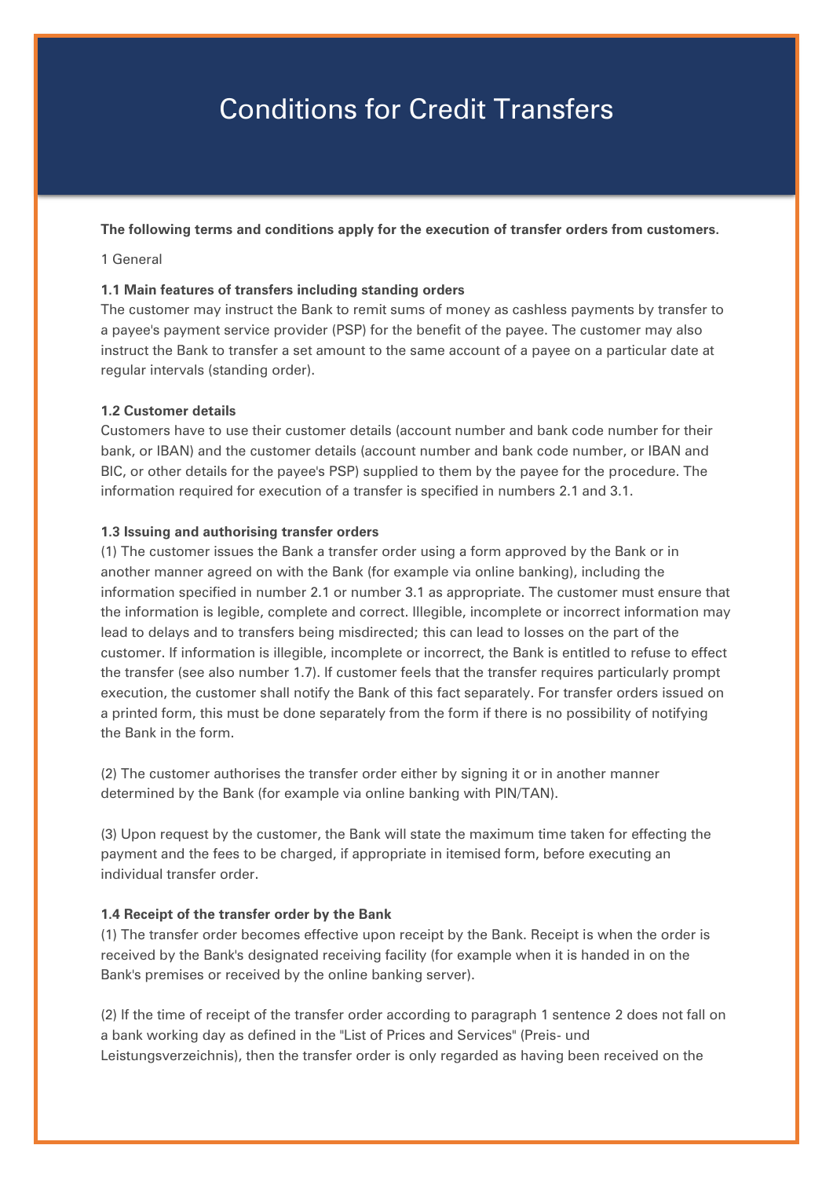# Conditions for Credit Transfers

**The following terms and conditions apply for the execution of transfer orders from customers.**

1 General

**1.1 Main features of transfers including standing orders**
The customer may instruct the Bank to remit sums of money as cashless payments by transfer to a payee's payment service provider (PSP) for the benefit of the payee. The customer may also instruct the Bank to transfer a set amount to the same account of a payee on a particular date at regular intervals (standing order).

**1.2 Customer details**
Customers have to use their customer details (account number and bank code number for their bank, or IBAN) and the customer details (account number and bank code number, or IBAN and BIC, or other details for the payee's PSP) supplied to them by the payee for the procedure. The information required for execution of a transfer is specified in numbers 2.1 and 3.1.

**1.3 Issuing and authorising transfer orders**
(1) The customer issues the Bank a transfer order using a form approved by the Bank or in another manner agreed on with the Bank (for example via online banking), including the information specified in number 2.1 or number 3.1 as appropriate. The customer must ensure that the information is legible, complete and correct. Illegible, incomplete or incorrect information may lead to delays and to transfers being misdirected; this can lead to losses on the part of the customer. If information is illegible, incomplete or incorrect, the Bank is entitled to refuse to effect the transfer (see also number 1.7). If customer feels that the transfer requires particularly prompt execution, the customer shall notify the Bank of this fact separately. For transfer orders issued on a printed form, this must be done separately from the form if there is no possibility of notifying the Bank in the form.

(2) The customer authorises the transfer order either by signing it or in another manner determined by the Bank (for example via online banking with PIN/TAN).

(3) Upon request by the customer, the Bank will state the maximum time taken for effecting the payment and the fees to be charged, if appropriate in itemised form, before executing an individual transfer order.

**1.4 Receipt of the transfer order by the Bank**
(1) The transfer order becomes effective upon receipt by the Bank. Receipt is when the order is received by the Bank's designated receiving facility (for example when it is handed in on the Bank's premises or received by the online banking server).

(2) If the time of receipt of the transfer order according to paragraph 1 sentence 2 does not fall on a bank working day as defined in the "List of Prices and Services" (Preis- und Leistungsverzeichnis), then the transfer order is only regarded as having been received on the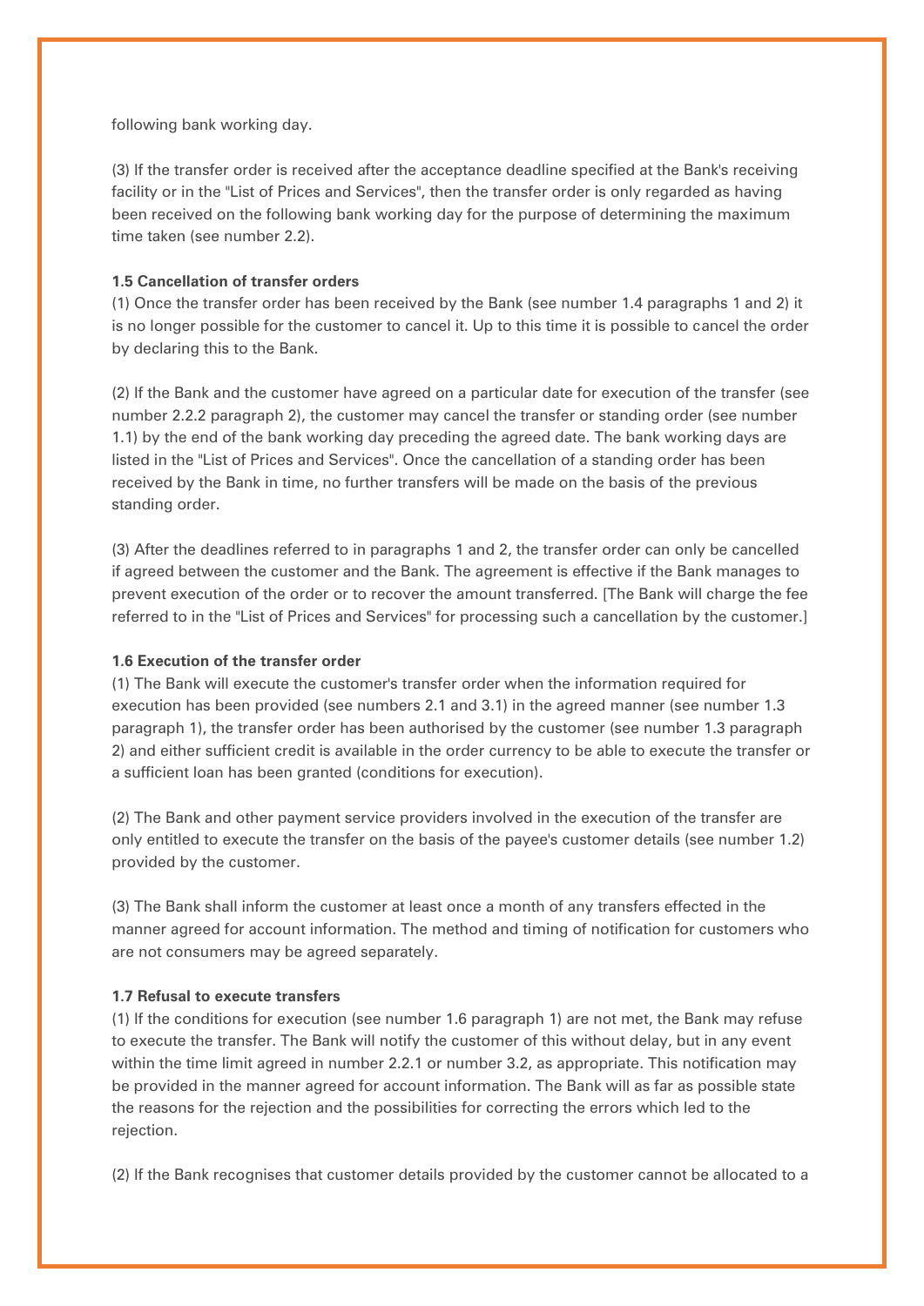following bank working day.

(3) If the transfer order is received after the acceptance deadline specified at the Bank's receiving facility or in the "List of Prices and Services", then the transfer order is only regarded as having been received on the following bank working day for the purpose of determining the maximum time taken (see number 2.2).

**1.5 Cancellation of transfer orders**

(1) Once the transfer order has been received by the Bank (see number 1.4 paragraphs 1 and 2) it is no longer possible for the customer to cancel it. Up to this time it is possible to cancel the order by declaring this to the Bank.

(2) If the Bank and the customer have agreed on a particular date for execution of the transfer (see number 2.2.2 paragraph 2), the customer may cancel the transfer or standing order (see number 1.1) by the end of the bank working day preceding the agreed date. The bank working days are listed in the "List of Prices and Services". Once the cancellation of a standing order has been received by the Bank in time, no further transfers will be made on the basis of the previous standing order.

(3) After the deadlines referred to in paragraphs 1 and 2, the transfer order can only be cancelled if agreed between the customer and the Bank. The agreement is effective if the Bank manages to prevent execution of the order or to recover the amount transferred. [The Bank will charge the fee referred to in the "List of Prices and Services" for processing such a cancellation by the customer.]

**1.6 Execution of the transfer order**

(1) The Bank will execute the customer's transfer order when the information required for execution has been provided (see numbers 2.1 and 3.1) in the agreed manner (see number 1.3 paragraph 1), the transfer order has been authorised by the customer (see number 1.3 paragraph 2) and either sufficient credit is available in the order currency to be able to execute the transfer or a sufficient loan has been granted (conditions for execution).

(2) The Bank and other payment service providers involved in the execution of the transfer are only entitled to execute the transfer on the basis of the payee's customer details (see number 1.2) provided by the customer.

(3) The Bank shall inform the customer at least once a month of any transfers effected in the manner agreed for account information. The method and timing of notification for customers who are not consumers may be agreed separately.

**1.7 Refusal to execute transfers**

(1) If the conditions for execution (see number 1.6 paragraph 1) are not met, the Bank may refuse to execute the transfer. The Bank will notify the customer of this without delay, but in any event within the time limit agreed in number 2.2.1 or number 3.2, as appropriate. This notification may be provided in the manner agreed for account information. The Bank will as far as possible state the reasons for the rejection and the possibilities for correcting the errors which led to the rejection.

(2) If the Bank recognises that customer details provided by the customer cannot be allocated to a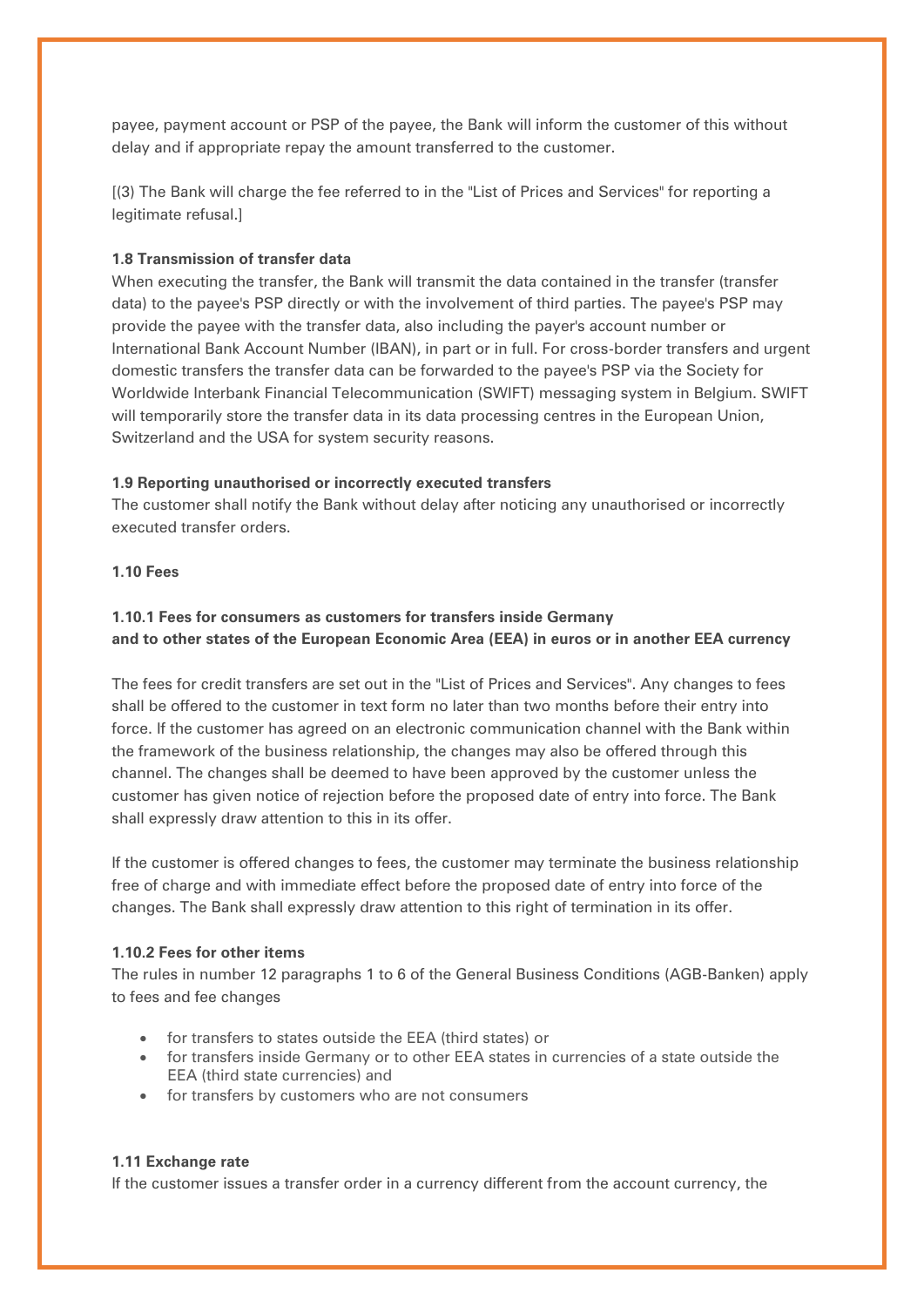payee, payment account or PSP of the payee, the Bank will inform the customer of this without delay and if appropriate repay the amount transferred to the customer.

[(3) The Bank will charge the fee referred to in the "List of Prices and Services" for reporting a legitimate refusal.]

**1.8 Transmission of transfer data**

When executing the transfer, the Bank will transmit the data contained in the transfer (transfer data) to the payee's PSP directly or with the involvement of third parties. The payee's PSP may provide the payee with the transfer data, also including the payer's account number or International Bank Account Number (IBAN), in part or in full. For cross-border transfers and urgent domestic transfers the transfer data can be forwarded to the payee's PSP via the Society for Worldwide Interbank Financial Telecommunication (SWIFT) messaging system in Belgium. SWIFT will temporarily store the transfer data in its data processing centres in the European Union, Switzerland and the USA for system security reasons.

**1.9 Reporting unauthorised or incorrectly executed transfers**

The customer shall notify the Bank without delay after noticing any unauthorised or incorrectly executed transfer orders.

**1.10 Fees**

**1.10.1 Fees for consumers as customers for transfers inside Germany and to other states of the European Economic Area (EEA) in euros or in another EEA currency**

The fees for credit transfers are set out in the "List of Prices and Services". Any changes to fees shall be offered to the customer in text form no later than two months before their entry into force. If the customer has agreed on an electronic communication channel with the Bank within the framework of the business relationship, the changes may also be offered through this channel. The changes shall be deemed to have been approved by the customer unless the customer has given notice of rejection before the proposed date of entry into force. The Bank shall expressly draw attention to this in its offer.

If the customer is offered changes to fees, the customer may terminate the business relationship free of charge and with immediate effect before the proposed date of entry into force of the changes. The Bank shall expressly draw attention to this right of termination in its offer.

**1.10.2 Fees for other items**

The rules in number 12 paragraphs 1 to 6 of the General Business Conditions (AGB-Banken) apply to fees and fee changes

- for transfers to states outside the EEA (third states) or
- for transfers inside Germany or to other EEA states in currencies of a state outside the EEA (third state currencies) and
- for transfers by customers who are not consumers

**1.11 Exchange rate**

If the customer issues a transfer order in a currency different from the account currency, the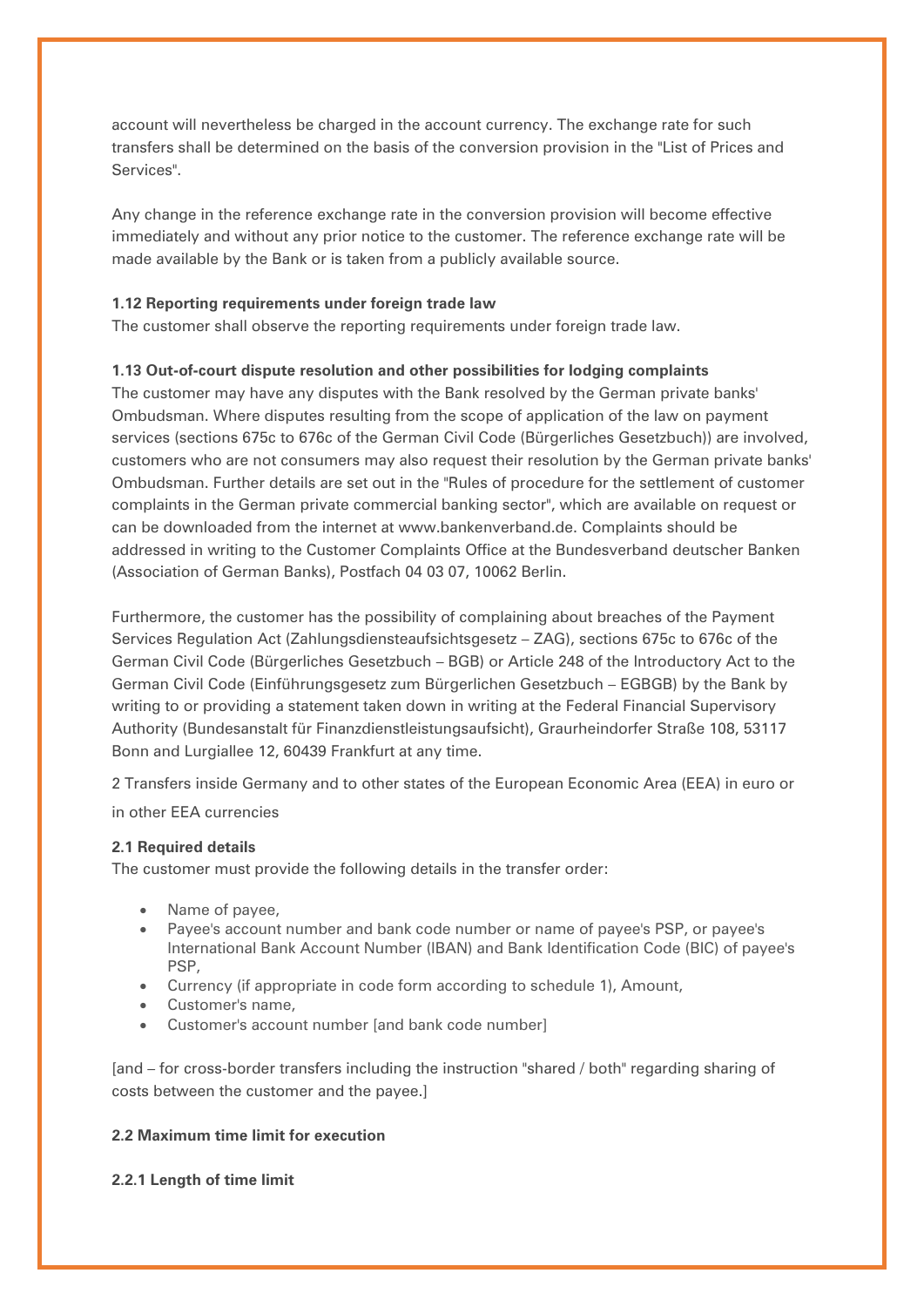account will nevertheless be charged in the account currency. The exchange rate for such transfers shall be determined on the basis of the conversion provision in the "List of Prices and Services".

Any change in the reference exchange rate in the conversion provision will become effective immediately and without any prior notice to the customer. The reference exchange rate will be made available by the Bank or is taken from a publicly available source.

**1.12 Reporting requirements under foreign trade law**

The customer shall observe the reporting requirements under foreign trade law.

**1.13 Out-of-court dispute resolution and other possibilities for lodging complaints**

The customer may have any disputes with the Bank resolved by the German private banks' Ombudsman. Where disputes resulting from the scope of application of the law on payment services (sections 675c to 676c of the German Civil Code (Bürgerliches Gesetzbuch)) are involved, customers who are not consumers may also request their resolution by the German private banks' Ombudsman. Further details are set out in the "Rules of procedure for the settlement of customer complaints in the German private commercial banking sector", which are available on request or can be downloaded from the internet at www.bankenverband.de. Complaints should be addressed in writing to the Customer Complaints Office at the Bundesverband deutscher Banken (Association of German Banks), Postfach 04 03 07, 10062 Berlin.

Furthermore, the customer has the possibility of complaining about breaches of the Payment Services Regulation Act (Zahlungsdiensteaufsichtsgesetz – ZAG), sections 675c to 676c of the German Civil Code (Bürgerliches Gesetzbuch – BGB) or Article 248 of the Introductory Act to the German Civil Code (Einführungsgesetz zum Bürgerlichen Gesetzbuch – EGBGB) by the Bank by writing to or providing a statement taken down in writing at the Federal Financial Supervisory Authority (Bundesanstalt für Finanzdienstleistungsaufsicht), Graurheindorfer Straße 108, 53117 Bonn and Lurgiallee 12, 60439 Frankfurt at any time.

2 Transfers inside Germany and to other states of the European Economic Area (EEA) in euro or in other EEA currencies

**2.1 Required details**

The customer must provide the following details in the transfer order:

- Name of payee,
- Payee's account number and bank code number or name of payee's PSP, or payee's International Bank Account Number (IBAN) and Bank Identification Code (BIC) of payee's PSP,
- Currency (if appropriate in code form according to schedule 1), Amount,
- Customer's name,
- Customer's account number [and bank code number]

[and – for cross-border transfers including the instruction "shared / both" regarding sharing of costs between the customer and the payee.]

**2.2 Maximum time limit for execution**

**2.2.1 Length of time limit**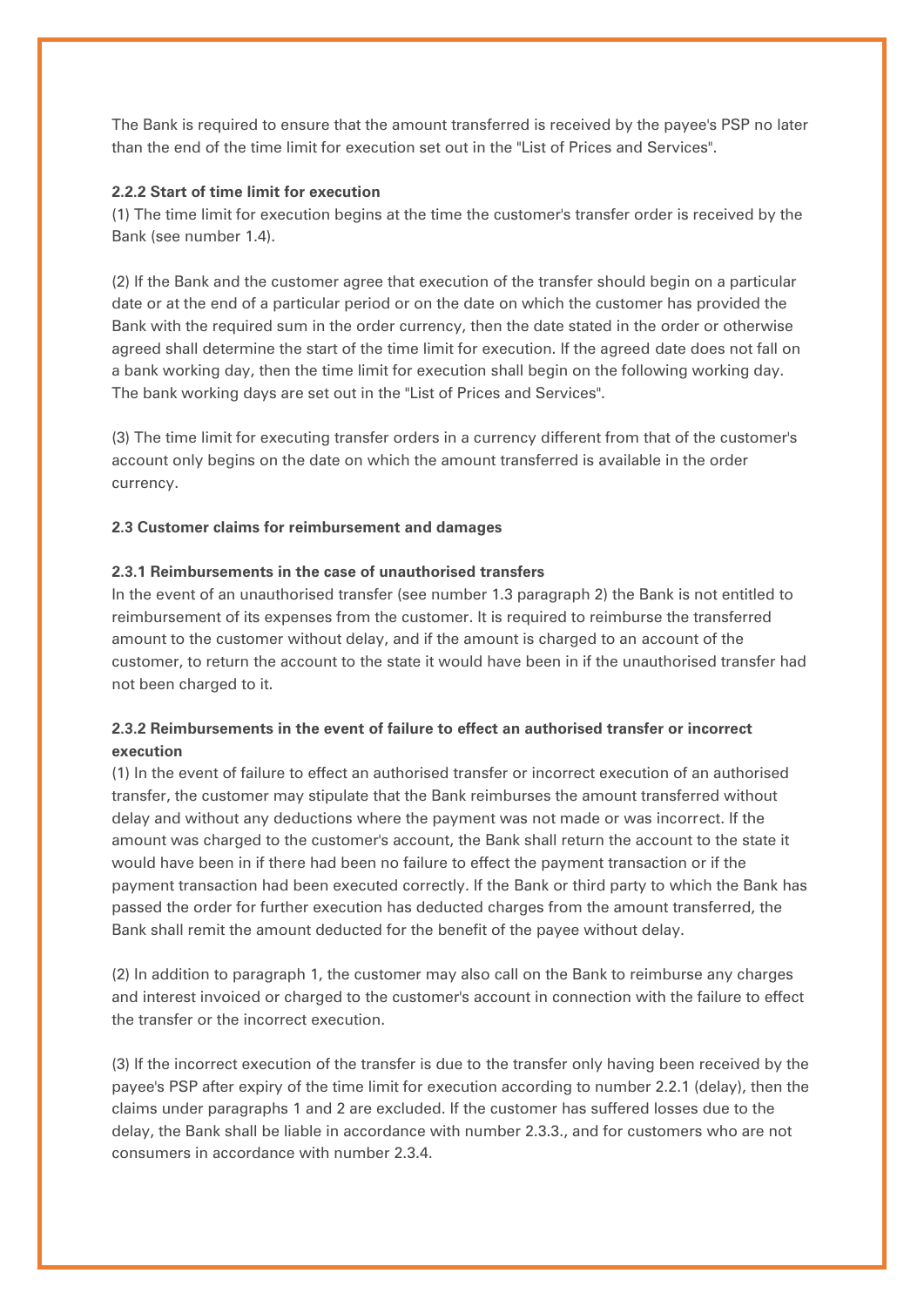The Bank is required to ensure that the amount transferred is received by the payee's PSP no later than the end of the time limit for execution set out in the "List of Prices and Services".

**2.2.2 Start of time limit for execution**

(1) The time limit for execution begins at the time the customer's transfer order is received by the Bank (see number 1.4).

(2) If the Bank and the customer agree that execution of the transfer should begin on a particular date or at the end of a particular period or on the date on which the customer has provided the Bank with the required sum in the order currency, then the date stated in the order or otherwise agreed shall determine the start of the time limit for execution. If the agreed date does not fall on a bank working day, then the time limit for execution shall begin on the following working day. The bank working days are set out in the "List of Prices and Services".

(3) The time limit for executing transfer orders in a currency different from that of the customer's account only begins on the date on which the amount transferred is available in the order currency.

**2.3 Customer claims for reimbursement and damages**

**2.3.1 Reimbursements in the case of unauthorised transfers**

In the event of an unauthorised transfer (see number 1.3 paragraph 2) the Bank is not entitled to reimbursement of its expenses from the customer. It is required to reimburse the transferred amount to the customer without delay, and if the amount is charged to an account of the customer, to return the account to the state it would have been in if the unauthorised transfer had not been charged to it.

**2.3.2 Reimbursements in the event of failure to effect an authorised transfer or incorrect execution**

(1) In the event of failure to effect an authorised transfer or incorrect execution of an authorised transfer, the customer may stipulate that the Bank reimburses the amount transferred without delay and without any deductions where the payment was not made or was incorrect. If the amount was charged to the customer's account, the Bank shall return the account to the state it would have been in if there had been no failure to effect the payment transaction or if the payment transaction had been executed correctly. If the Bank or third party to which the Bank has passed the order for further execution has deducted charges from the amount transferred, the Bank shall remit the amount deducted for the benefit of the payee without delay.

(2) In addition to paragraph 1, the customer may also call on the Bank to reimburse any charges and interest invoiced or charged to the customer's account in connection with the failure to effect the transfer or the incorrect execution.

(3) If the incorrect execution of the transfer is due to the transfer only having been received by the payee's PSP after expiry of the time limit for execution according to number 2.2.1 (delay), then the claims under paragraphs 1 and 2 are excluded. If the customer has suffered losses due to the delay, the Bank shall be liable in accordance with number 2.3.3., and for customers who are not consumers in accordance with number 2.3.4.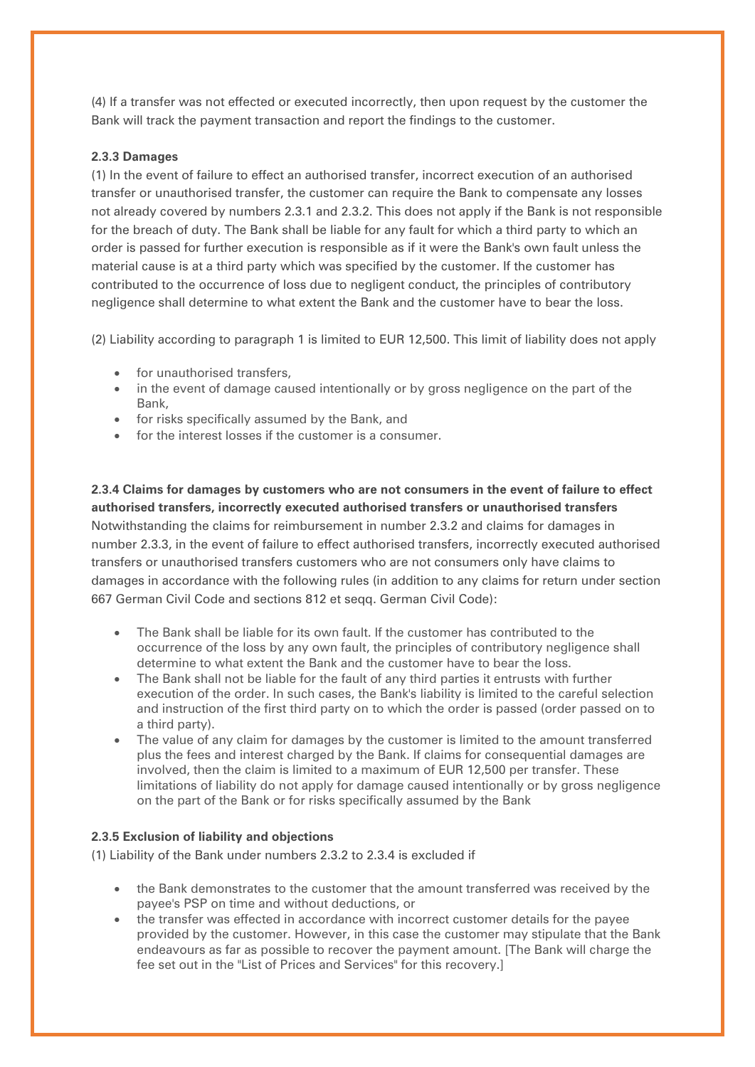(4) If a transfer was not effected or executed incorrectly, then upon request by the customer the Bank will track the payment transaction and report the findings to the customer.

**2.3.3 Damages**

(1) In the event of failure to effect an authorised transfer, incorrect execution of an authorised transfer or unauthorised transfer, the customer can require the Bank to compensate any losses not already covered by numbers 2.3.1 and 2.3.2. This does not apply if the Bank is not responsible for the breach of duty. The Bank shall be liable for any fault for which a third party to which an order is passed for further execution is responsible as if it were the Bank's own fault unless the material cause is at a third party which was specified by the customer. If the customer has contributed to the occurrence of loss due to negligent conduct, the principles of contributory negligence shall determine to what extent the Bank and the customer have to bear the loss.

(2) Liability according to paragraph 1 is limited to EUR 12,500. This limit of liability does not apply

- for unauthorised transfers,
- in the event of damage caused intentionally or by gross negligence on the part of the Bank,
- for risks specifically assumed by the Bank, and
- for the interest losses if the customer is a consumer.

**2.3.4 Claims for damages by customers who are not consumers in the event of failure to effect authorised transfers, incorrectly executed authorised transfers or unauthorised transfers**

Notwithstanding the claims for reimbursement in number 2.3.2 and claims for damages in number 2.3.3, in the event of failure to effect authorised transfers, incorrectly executed authorised transfers or unauthorised transfers customers who are not consumers only have claims to damages in accordance with the following rules (in addition to any claims for return under section 667 German Civil Code and sections 812 et seqq. German Civil Code):

- The Bank shall be liable for its own fault. If the customer has contributed to the occurrence of the loss by any own fault, the principles of contributory negligence shall determine to what extent the Bank and the customer have to bear the loss.
- The Bank shall not be liable for the fault of any third parties it entrusts with further execution of the order. In such cases, the Bank's liability is limited to the careful selection and instruction of the first third party on to which the order is passed (order passed on to a third party).
- The value of any claim for damages by the customer is limited to the amount transferred plus the fees and interest charged by the Bank. If claims for consequential damages are involved, then the claim is limited to a maximum of EUR 12,500 per transfer. These limitations of liability do not apply for damage caused intentionally or by gross negligence on the part of the Bank or for risks specifically assumed by the Bank

**2.3.5 Exclusion of liability and objections**

(1) Liability of the Bank under numbers 2.3.2 to 2.3.4 is excluded if

- the Bank demonstrates to the customer that the amount transferred was received by the payee's PSP on time and without deductions, or
- the transfer was effected in accordance with incorrect customer details for the payee provided by the customer. However, in this case the customer may stipulate that the Bank endeavours as far as possible to recover the payment amount. [The Bank will charge the fee set out in the "List of Prices and Services" for this recovery.]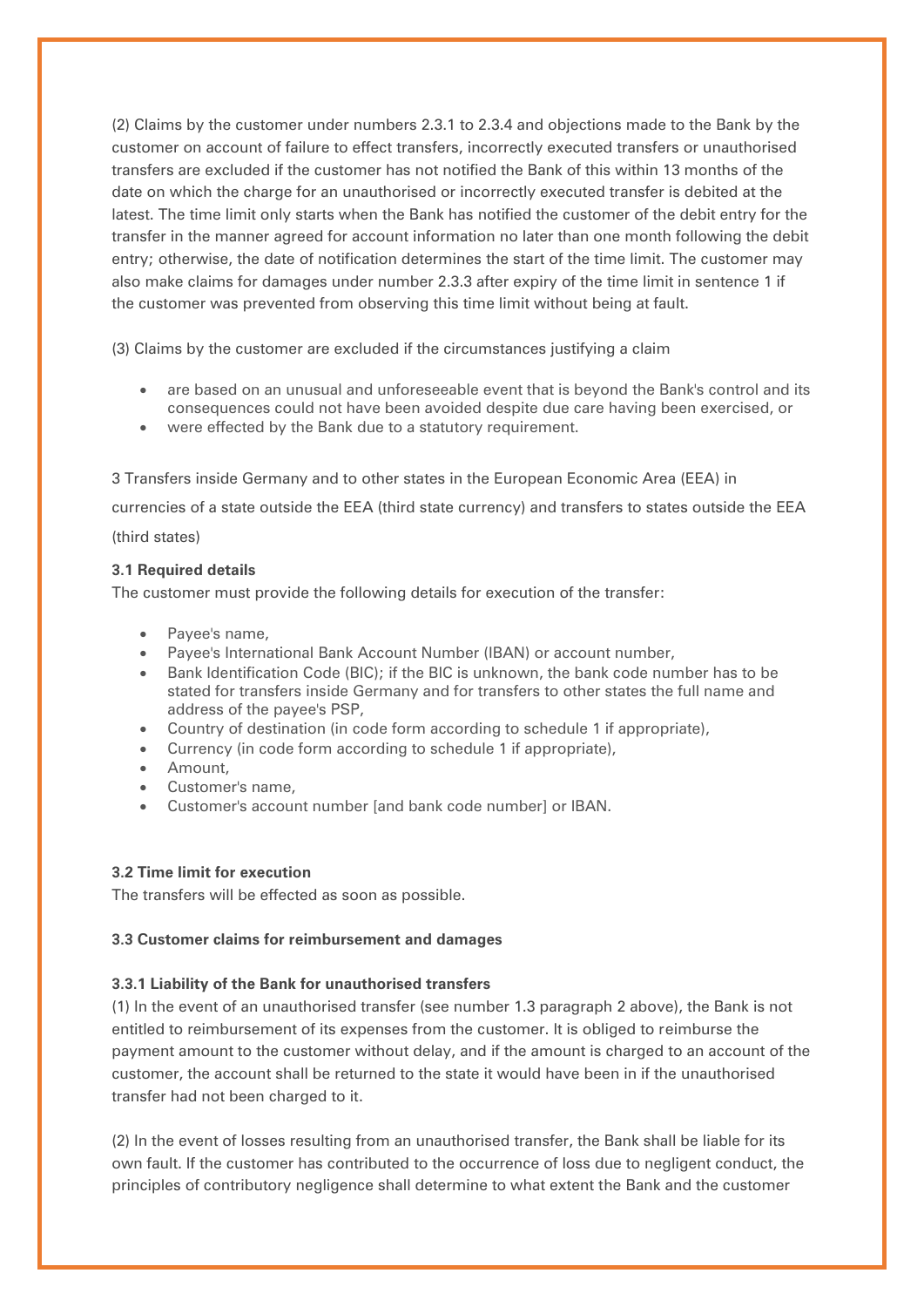(2) Claims by the customer under numbers 2.3.1 to 2.3.4 and objections made to the Bank by the customer on account of failure to effect transfers, incorrectly executed transfers or unauthorised transfers are excluded if the customer has not notified the Bank of this within 13 months of the date on which the charge for an unauthorised or incorrectly executed transfer is debited at the latest. The time limit only starts when the Bank has notified the customer of the debit entry for the transfer in the manner agreed for account information no later than one month following the debit entry; otherwise, the date of notification determines the start of the time limit. The customer may also make claims for damages under number 2.3.3 after expiry of the time limit in sentence 1 if the customer was prevented from observing this time limit without being at fault.

(3) Claims by the customer are excluded if the circumstances justifying a claim

- are based on an unusual and unforeseeable event that is beyond the Bank's control and its consequences could not have been avoided despite due care having been exercised, or
- were effected by the Bank due to a statutory requirement.

3 Transfers inside Germany and to other states in the European Economic Area (EEA) in currencies of a state outside the EEA (third state currency) and transfers to states outside the EEA (third states)

**3.1 Required details**

The customer must provide the following details for execution of the transfer:

- Payee's name,
- Payee's International Bank Account Number (IBAN) or account number,
- Bank Identification Code (BIC); if the BIC is unknown, the bank code number has to be stated for transfers inside Germany and for transfers to other states the full name and address of the payee's PSP,
- Country of destination (in code form according to schedule 1 if appropriate),
- Currency (in code form according to schedule 1 if appropriate),
- Amount,
- Customer's name,
- Customer's account number [and bank code number] or IBAN.

**3.2 Time limit for execution**

The transfers will be effected as soon as possible.

**3.3 Customer claims for reimbursement and damages**

**3.3.1 Liability of the Bank for unauthorised transfers**

(1) In the event of an unauthorised transfer (see number 1.3 paragraph 2 above), the Bank is not entitled to reimbursement of its expenses from the customer. It is obliged to reimburse the payment amount to the customer without delay, and if the amount is charged to an account of the customer, the account shall be returned to the state it would have been in if the unauthorised transfer had not been charged to it.

(2) In the event of losses resulting from an unauthorised transfer, the Bank shall be liable for its own fault. If the customer has contributed to the occurrence of loss due to negligent conduct, the principles of contributory negligence shall determine to what extent the Bank and the customer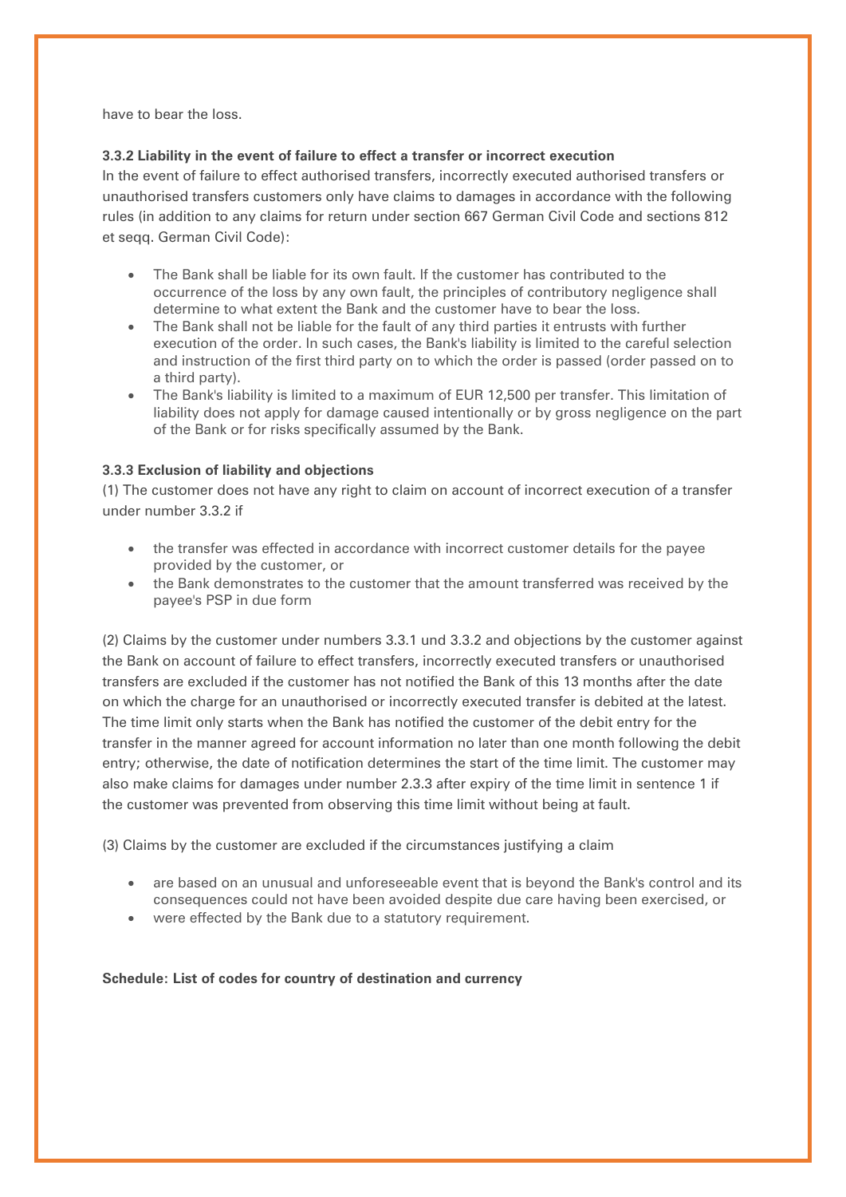have to bear the loss.

**3.3.2 Liability in the event of failure to effect a transfer or incorrect execution**

In the event of failure to effect authorised transfers, incorrectly executed authorised transfers or unauthorised transfers customers only have claims to damages in accordance with the following rules (in addition to any claims for return under section 667 German Civil Code and sections 812 et seqq. German Civil Code):

- The Bank shall be liable for its own fault. If the customer has contributed to the occurrence of the loss by any own fault, the principles of contributory negligence shall determine to what extent the Bank and the customer have to bear the loss.
- The Bank shall not be liable for the fault of any third parties it entrusts with further execution of the order. In such cases, the Bank's liability is limited to the careful selection and instruction of the first third party on to which the order is passed (order passed on to a third party).
- The Bank's liability is limited to a maximum of EUR 12,500 per transfer. This limitation of liability does not apply for damage caused intentionally or by gross negligence on the part of the Bank or for risks specifically assumed by the Bank.

**3.3.3 Exclusion of liability and objections**

(1) The customer does not have any right to claim on account of incorrect execution of a transfer under number 3.3.2 if

- the transfer was effected in accordance with incorrect customer details for the payee provided by the customer, or
- the Bank demonstrates to the customer that the amount transferred was received by the payee's PSP in due form

(2) Claims by the customer under numbers 3.3.1 und 3.3.2 and objections by the customer against the Bank on account of failure to effect transfers, incorrectly executed transfers or unauthorised transfers are excluded if the customer has not notified the Bank of this 13 months after the date on which the charge for an unauthorised or incorrectly executed transfer is debited at the latest. The time limit only starts when the Bank has notified the customer of the debit entry for the transfer in the manner agreed for account information no later than one month following the debit entry; otherwise, the date of notification determines the start of the time limit. The customer may also make claims for damages under number 2.3.3 after expiry of the time limit in sentence 1 if the customer was prevented from observing this time limit without being at fault.

(3) Claims by the customer are excluded if the circumstances justifying a claim

- are based on an unusual and unforeseeable event that is beyond the Bank's control and its consequences could not have been avoided despite due care having been exercised, or
- were effected by the Bank due to a statutory requirement.

**Schedule: List of codes for country of destination and currency**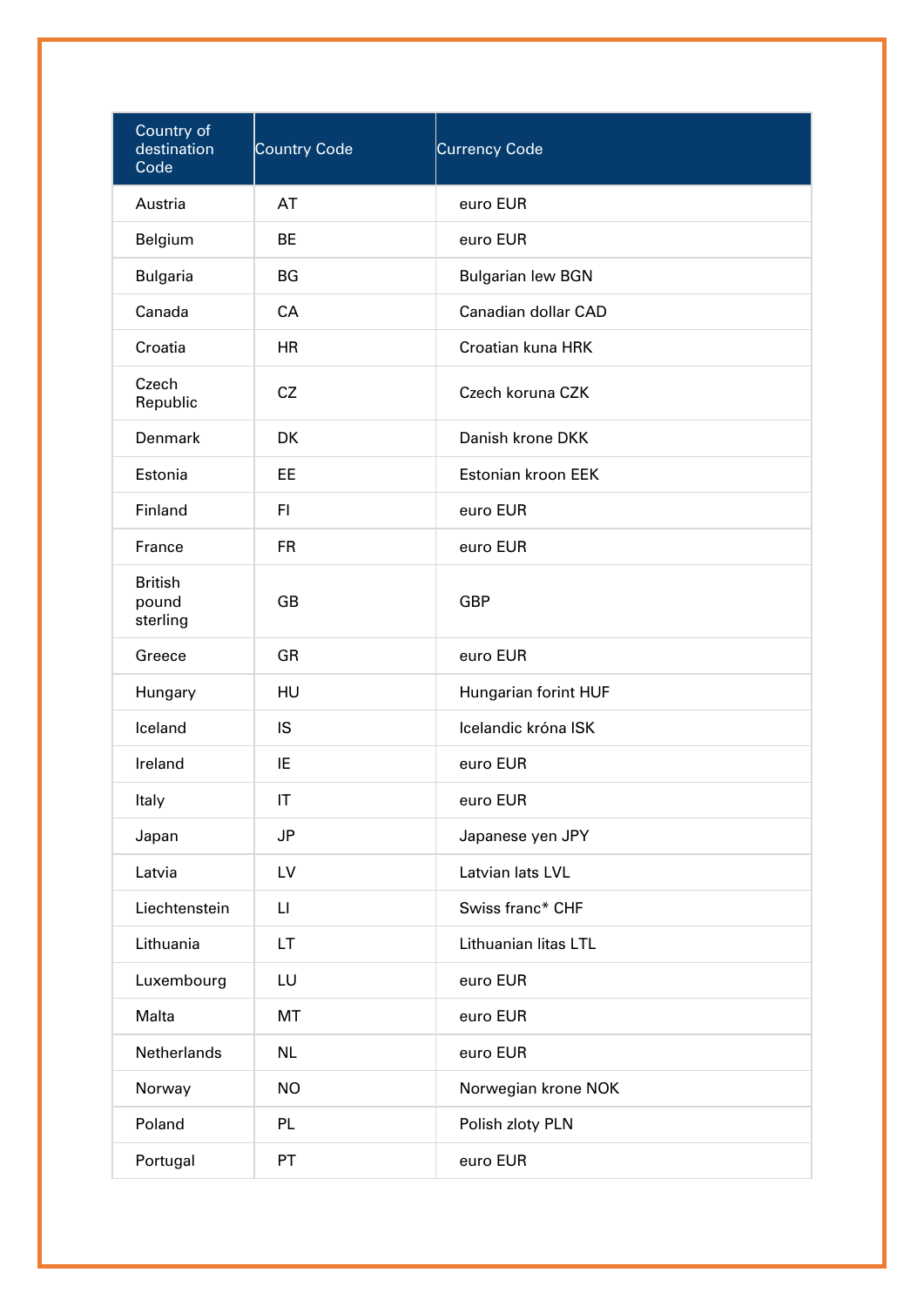| Country of destination Code | Country Code | Currency Code |
|---|---|---|
| Austria | AT | euro EUR |
| Belgium | BE | euro EUR |
| Bulgaria | BG | Bulgarian lew BGN |
| Canada | CA | Canadian dollar CAD |
| Croatia | HR | Croatian kuna HRK |
| Czech Republic | CZ | Czech koruna CZK |
| Denmark | DK | Danish krone DKK |
| Estonia | EE | Estonian kroon EEK |
| Finland | FI | euro EUR |
| France | FR | euro EUR |
| British pound sterling | GB | GBP |
| Greece | GR | euro EUR |
| Hungary | HU | Hungarian forint HUF |
| Iceland | IS | Icelandic króna ISK |
| Ireland | IE | euro EUR |
| Italy | IT | euro EUR |
| Japan | JP | Japanese yen JPY |
| Latvia | LV | Latvian lats LVL |
| Liechtenstein | LI | Swiss franc* CHF |
| Lithuania | LT | Lithuanian litas LTL |
| Luxembourg | LU | euro EUR |
| Malta | MT | euro EUR |
| Netherlands | NL | euro EUR |
| Norway | NO | Norwegian krone NOK |
| Poland | PL | Polish zloty PLN |
| Portugal | PT | euro EUR |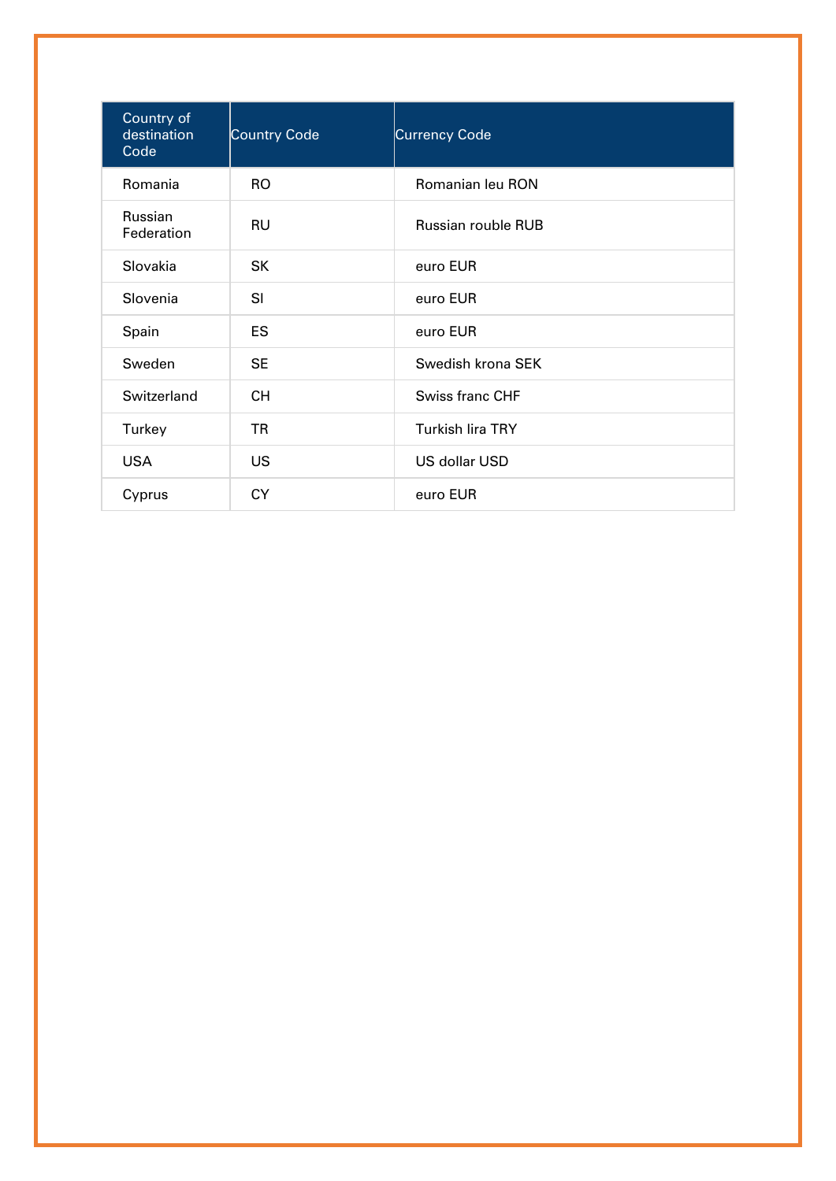| Country of destination Code | Country Code | Currency Code |
|---|---|---|
| Romania | RO | Romanian leu RON |
| Russian Federation | RU | Russian rouble RUB |
| Slovakia | SK | euro EUR |
| Slovenia | SI | euro EUR |
| Spain | ES | euro EUR |
| Sweden | SE | Swedish krona SEK |
| Switzerland | CH | Swiss franc CHF |
| Turkey | TR | Turkish lira TRY |
| USA | US | US dollar USD |
| Cyprus | CY | euro EUR |